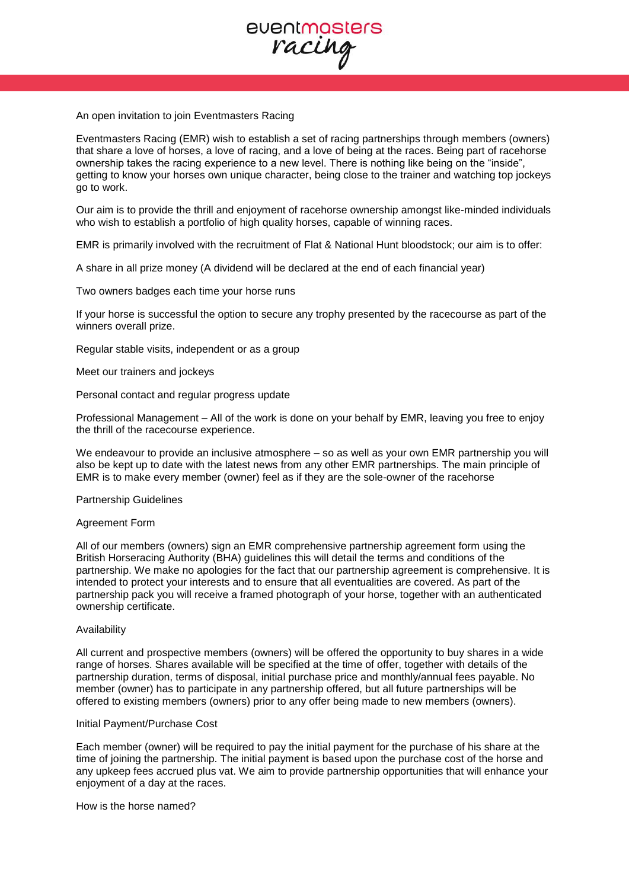eventmasters racing

An open invitation to join Eventmasters Racing

Eventmasters Racing (EMR) wish to establish a set of racing partnerships through members (owners) that share a love of horses, a love of racing, and a love of being at the races. Being part of racehorse ownership takes the racing experience to a new level. There is nothing like being on the "inside", getting to know your horses own unique character, being close to the trainer and watching top jockeys go to work.

Our aim is to provide the thrill and enjoyment of racehorse ownership amongst like-minded individuals who wish to establish a portfolio of high quality horses, capable of winning races.

EMR is primarily involved with the recruitment of Flat & National Hunt bloodstock; our aim is to offer:

A share in all prize money (A dividend will be declared at the end of each financial year)

Two owners badges each time your horse runs

If your horse is successful the option to secure any trophy presented by the racecourse as part of the winners overall prize.

Regular stable visits, independent or as a group

Meet our trainers and jockeys

Personal contact and regular progress update

Professional Management – All of the work is done on your behalf by EMR, leaving you free to enjoy the thrill of the racecourse experience.

We endeavour to provide an inclusive atmosphere – so as well as your own EMR partnership you will also be kept up to date with the latest news from any other EMR partnerships. The main principle of EMR is to make every member (owner) feel as if they are the sole-owner of the racehorse

Partnership Guidelines

Agreement Form

All of our members (owners) sign an EMR comprehensive partnership agreement form using the British Horseracing Authority (BHA) guidelines this will detail the terms and conditions of the partnership. We make no apologies for the fact that our partnership agreement is comprehensive. It is intended to protect your interests and to ensure that all eventualities are covered. As part of the partnership pack you will receive a framed photograph of your horse, together with an authenticated ownership certificate.

Availability

All current and prospective members (owners) will be offered the opportunity to buy shares in a wide range of horses. Shares available will be specified at the time of offer, together with details of the partnership duration, terms of disposal, initial purchase price and monthly/annual fees payable. No member (owner) has to participate in any partnership offered, but all future partnerships will be offered to existing members (owners) prior to any offer being made to new members (owners).

Initial Payment/Purchase Cost

Each member (owner) will be required to pay the initial payment for the purchase of his share at the time of joining the partnership. The initial payment is based upon the purchase cost of the horse and any upkeep fees accrued plus vat. We aim to provide partnership opportunities that will enhance your enjoyment of a day at the races.

How is the horse named?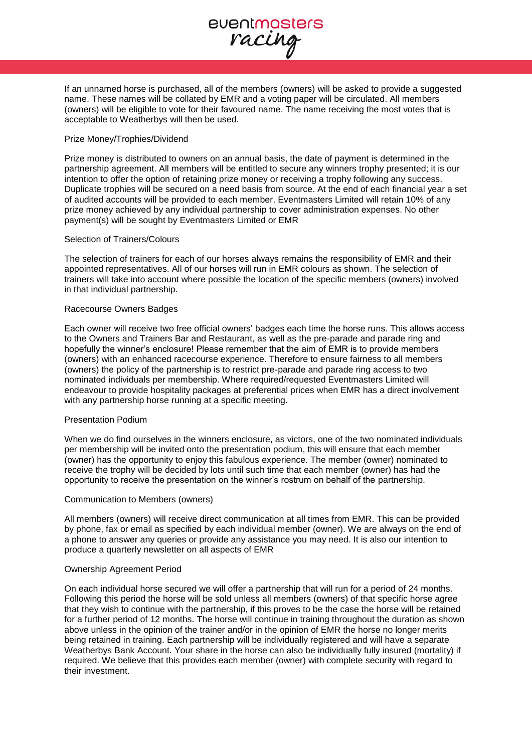If an unnamed horse is purchased, all of the members (owners) will be asked to provide a suggested name. These names will be collated by EMR and a voting paper will be circulated. All members (owners) will be eligible to vote for their favoured name. The name receiving the most votes that is acceptable to Weatherbys will then be used.

## Prize Money/Trophies/Dividend

Prize money is distributed to owners on an annual basis, the date of payment is determined in the partnership agreement. All members will be entitled to secure any winners trophy presented; it is our intention to offer the option of retaining prize money or receiving a trophy following any success. Duplicate trophies will be secured on a need basis from source. At the end of each financial year a set of audited accounts will be provided to each member. Eventmasters Limited will retain 10% of any prize money achieved by any individual partnership to cover administration expenses. No other payment(s) will be sought by Eventmasters Limited or EMR

## Selection of Trainers/Colours

The selection of trainers for each of our horses always remains the responsibility of EMR and their appointed representatives. All of our horses will run in EMR colours as shown. The selection of trainers will take into account where possible the location of the specific members (owners) involved in that individual partnership.

## Racecourse Owners Badges

Each owner will receive two free official owners' badges each time the horse runs. This allows access to the Owners and Trainers Bar and Restaurant, as well as the pre-parade and parade ring and hopefully the winner's enclosure! Please remember that the aim of EMR is to provide members (owners) with an enhanced racecourse experience. Therefore to ensure fairness to all members (owners) the policy of the partnership is to restrict pre-parade and parade ring access to two nominated individuals per membership. Where required/requested Eventmasters Limited will endeavour to provide hospitality packages at preferential prices when EMR has a direct involvement with any partnership horse running at a specific meeting.

## Presentation Podium

When we do find ourselves in the winners enclosure, as victors, one of the two nominated individuals per membership will be invited onto the presentation podium, this will ensure that each member (owner) has the opportunity to enjoy this fabulous experience. The member (owner) nominated to receive the trophy will be decided by lots until such time that each member (owner) has had the opportunity to receive the presentation on the winner's rostrum on behalf of the partnership.

## Communication to Members (owners)

All members (owners) will receive direct communication at all times from EMR. This can be provided by phone, fax or email as specified by each individual member (owner). We are always on the end of a phone to answer any queries or provide any assistance you may need. It is also our intention to produce a quarterly newsletter on all aspects of EMR

## Ownership Agreement Period

On each individual horse secured we will offer a partnership that will run for a period of 24 months. Following this period the horse will be sold unless all members (owners) of that specific horse agree that they wish to continue with the partnership, if this proves to be the case the horse will be retained for a further period of 12 months. The horse will continue in training throughout the duration as shown above unless in the opinion of the trainer and/or in the opinion of EMR the horse no longer merits being retained in training. Each partnership will be individually registered and will have a separate Weatherbys Bank Account. Your share in the horse can also be individually fully insured (mortality) if required. We believe that this provides each member (owner) with complete security with regard to their investment.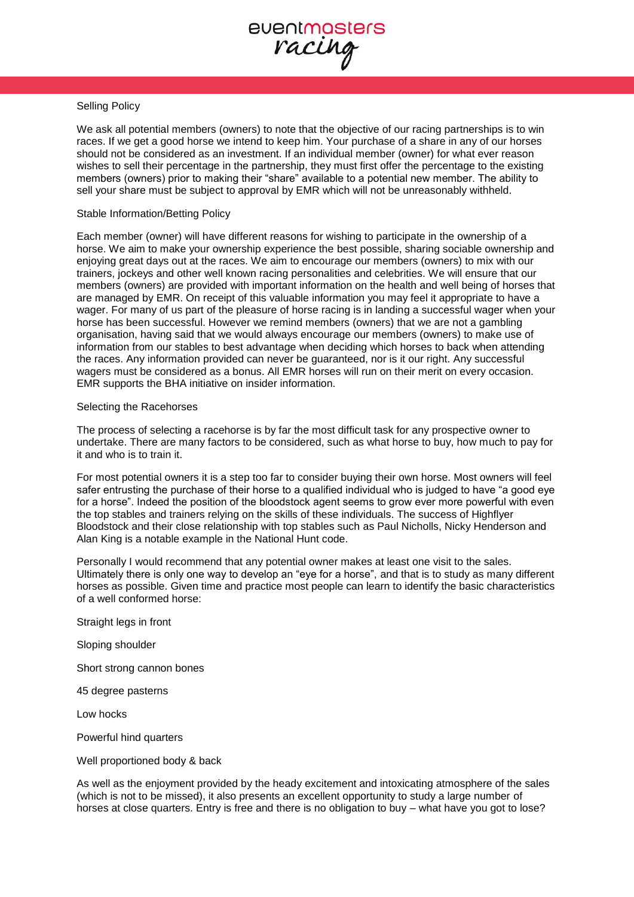## Selling Policy

We ask all potential members (owners) to note that the objective of our racing partnerships is to win races. If we get a good horse we intend to keep him. Your purchase of a share in any of our horses should not be considered as an investment. If an individual member (owner) for what ever reason wishes to sell their percentage in the partnership, they must first offer the percentage to the existing members (owners) prior to making their "share" available to a potential new member. The ability to sell your share must be subject to approval by EMR which will not be unreasonably withheld.

## Stable Information/Betting Policy

Each member (owner) will have different reasons for wishing to participate in the ownership of a horse. We aim to make your ownership experience the best possible, sharing sociable ownership and enjoying great days out at the races. We aim to encourage our members (owners) to mix with our trainers, jockeys and other well known racing personalities and celebrities. We will ensure that our members (owners) are provided with important information on the health and well being of horses that are managed by EMR. On receipt of this valuable information you may feel it appropriate to have a wager. For many of us part of the pleasure of horse racing is in landing a successful wager when your horse has been successful. However we remind members (owners) that we are not a gambling organisation, having said that we would always encourage our members (owners) to make use of information from our stables to best advantage when deciding which horses to back when attending the races. Any information provided can never be guaranteed, nor is it our right. Any successful wagers must be considered as a bonus. All EMR horses will run on their merit on every occasion. EMR supports the BHA initiative on insider information.

## Selecting the Racehorses

The process of selecting a racehorse is by far the most difficult task for any prospective owner to undertake. There are many factors to be considered, such as what horse to buy, how much to pay for it and who is to train it.

For most potential owners it is a step too far to consider buying their own horse. Most owners will feel safer entrusting the purchase of their horse to a qualified individual who is judged to have "a good eye for a horse". Indeed the position of the bloodstock agent seems to grow ever more powerful with even the top stables and trainers relying on the skills of these individuals. The success of Highflyer Bloodstock and their close relationship with top stables such as Paul Nicholls, Nicky Henderson and Alan King is a notable example in the National Hunt code.

Personally I would recommend that any potential owner makes at least one visit to the sales. Ultimately there is only one way to develop an "eye for a horse", and that is to study as many different horses as possible. Given time and practice most people can learn to identify the basic characteristics of a well conformed horse:

Straight legs in front

Sloping shoulder

Short strong cannon bones

45 degree pasterns

Low hocks

Powerful hind quarters

Well proportioned body & back

As well as the enjoyment provided by the heady excitement and intoxicating atmosphere of the sales (which is not to be missed), it also presents an excellent opportunity to study a large number of horses at close quarters. Entry is free and there is no obligation to buy – what have you got to lose?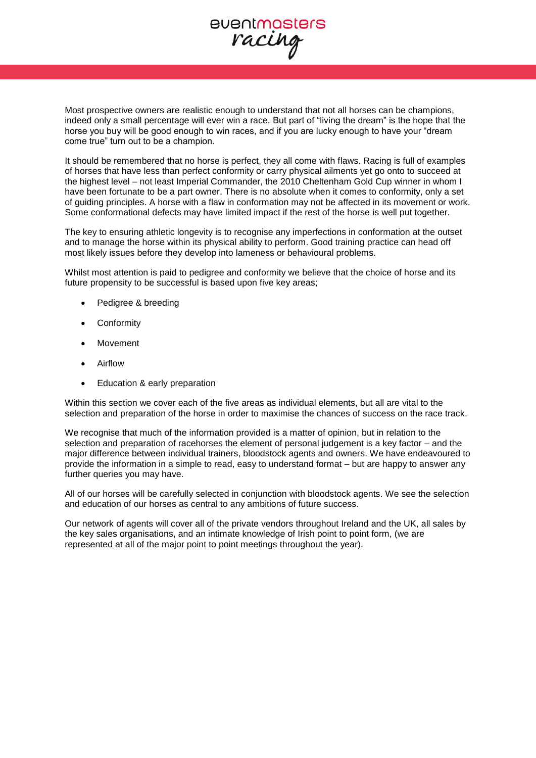Most prospective owners are realistic enough to understand that not all horses can be champions, indeed only a small percentage will ever win a race. But part of "living the dream" is the hope that the horse you buy will be good enough to win races, and if you are lucky enough to have your "dream come true" turn out to be a champion.

It should be remembered that no horse is perfect, they all come with flaws. Racing is full of examples of horses that have less than perfect conformity or carry physical ailments yet go onto to succeed at the highest level – not least Imperial Commander, the 2010 Cheltenham Gold Cup winner in whom I have been fortunate to be a part owner. There is no absolute when it comes to conformity, only a set of guiding principles. A horse with a flaw in conformation may not be affected in its movement or work. Some conformational defects may have limited impact if the rest of the horse is well put together.

The key to ensuring athletic longevity is to recognise any imperfections in conformation at the outset and to manage the horse within its physical ability to perform. Good training practice can head off most likely issues before they develop into lameness or behavioural problems.

Whilst most attention is paid to pedigree and conformity we believe that the choice of horse and its future propensity to be successful is based upon five key areas;

- Pedigree & breeding
- Conformity
- Movement
- Airflow
- Education & early preparation

Within this section we cover each of the five areas as individual elements, but all are vital to the selection and preparation of the horse in order to maximise the chances of success on the race track.

We recognise that much of the information provided is a matter of opinion, but in relation to the selection and preparation of racehorses the element of personal judgement is a key factor – and the major difference between individual trainers, bloodstock agents and owners. We have endeavoured to provide the information in a simple to read, easy to understand format – but are happy to answer any further queries you may have.

All of our horses will be carefully selected in conjunction with bloodstock agents. We see the selection and education of our horses as central to any ambitions of future success.

Our network of agents will cover all of the private vendors throughout Ireland and the UK, all sales by the key sales organisations, and an intimate knowledge of Irish point to point form, (we are represented at all of the major point to point meetings throughout the year).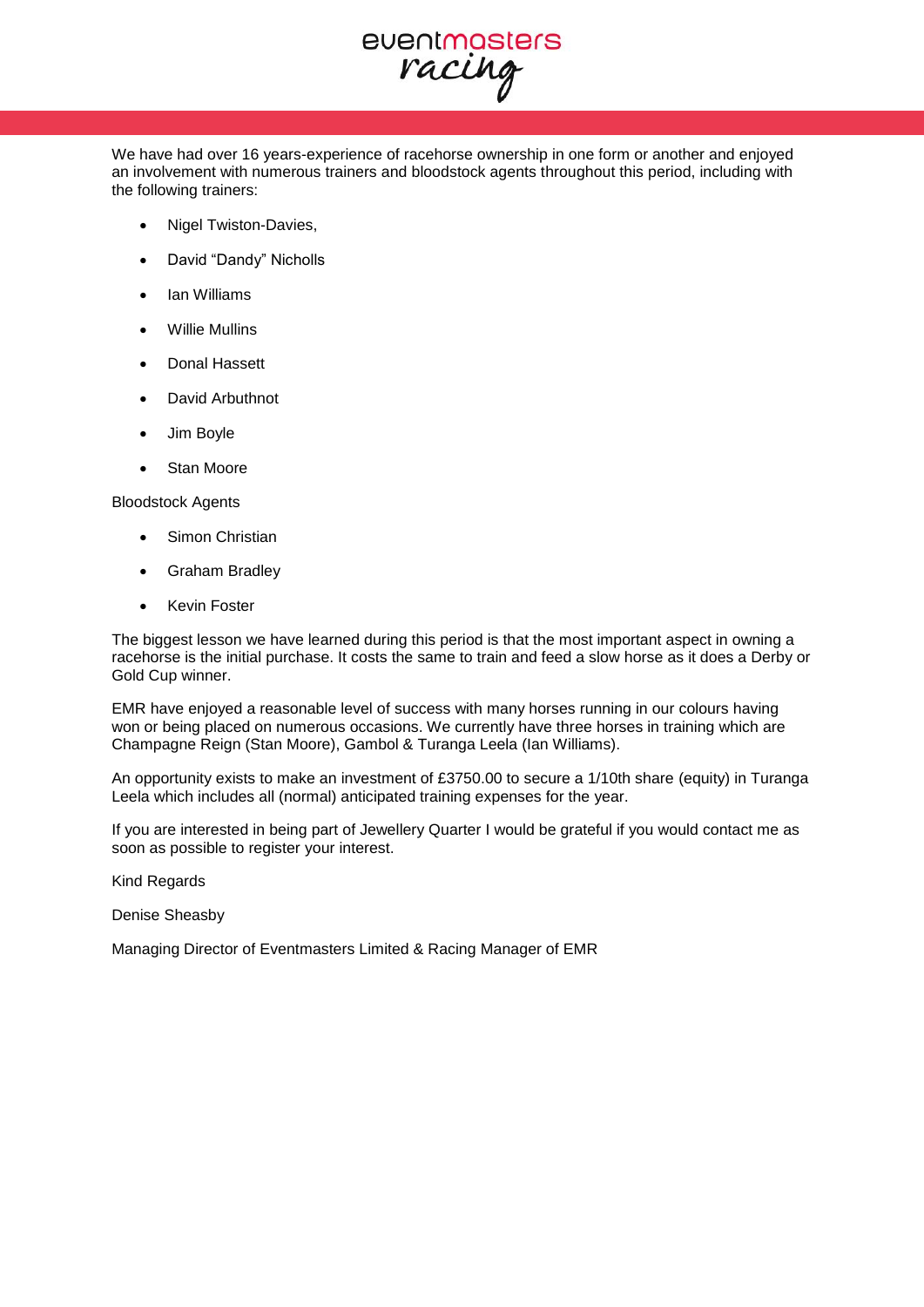We have had over 16 years-experience of racehorse ownership in one form or another and enjoyed an involvement with numerous trainers and bloodstock agents throughout this period, including with the following trainers:

- Nigel Twiston-Davies,
- David "Dandy" Nicholls
- Ian Williams
- Willie Mullins
- Donal Hassett
- David Arbuthnot
- Jim Boyle
- Stan Moore

Bloodstock Agents

- Simon Christian
- Graham Bradley
- Kevin Foster

The biggest lesson we have learned during this period is that the most important aspect in owning a racehorse is the initial purchase. It costs the same to train and feed a slow horse as it does a Derby or Gold Cup winner.

EMR have enjoyed a reasonable level of success with many horses running in our colours having won or being placed on numerous occasions. We currently have three horses in training which are Champagne Reign (Stan Moore), Gambol & Turanga Leela (Ian Williams).

An opportunity exists to make an investment of £3750.00 to secure a 1/10th share (equity) in Turanga Leela which includes all (normal) anticipated training expenses for the year.

If you are interested in being part of Jewellery Quarter I would be grateful if you would contact me as soon as possible to register your interest.

Kind Regards

Denise Sheasby

Managing Director of Eventmasters Limited & Racing Manager of EMR